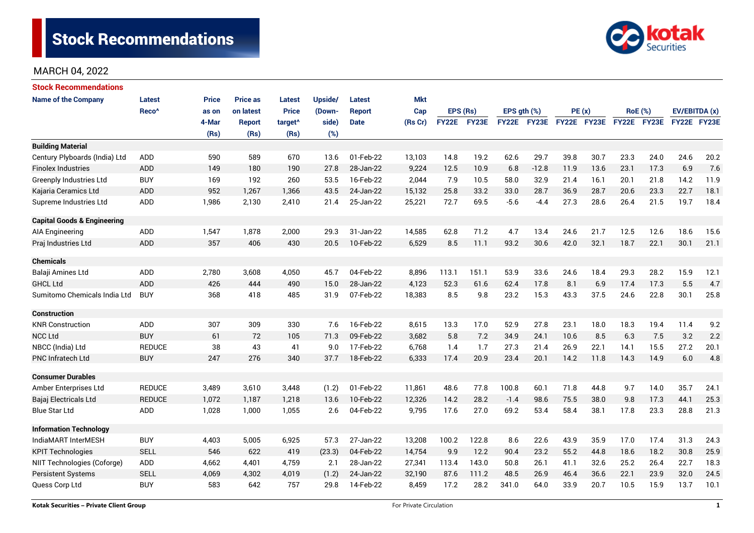# Stock Recommendations

MARCH 04, 2022

## Stock Recommendations

| Name of the Company | Latest Reco^ | Price as on 4-Mar (Rs) | Price as on latest Report (Rs) | Latest Price target^ (Rs) | Upside/ (Down-side) (%) | Latest Report Date | Mkt Cap (Rs Cr) | EPS (Rs) | | EPS gth (%) | | PE (x) | | RoE (%) | | EV/EBITDA (x) | |
|---|---|---|---|---|---|---|---|---|---|---|---|---|---|---|---|---|---|
| | | | | | | | | FY22E | FY23E | FY22E | FY23E | FY22E | FY23E | FY22E | FY23E | FY22E | FY23E |
| **Building Material** | | | | | | | | | | | | | | | | | |
| Century Plyboards (India) Ltd | ADD | 590 | 589 | 670 | 13.6 | 01-Feb-22 | 13,103 | 14.8 | 19.2 | 62.6 | 29.7 | 39.8 | 30.7 | 23.3 | 24.0 | 24.6 | 20.2 |
| Finolex Industries | ADD | 149 | 180 | 190 | 27.8 | 28-Jan-22 | 9,224 | 12.5 | 10.9 | 6.8 | -12.8 | 11.9 | 13.6 | 23.1 | 17.3 | 6.9 | 7.6 |
| Greenply Industries Ltd | BUY | 169 | 192 | 260 | 53.5 | 16-Feb-22 | 2,044 | 7.9 | 10.5 | 58.0 | 32.9 | 21.4 | 16.1 | 20.1 | 21.8 | 14.2 | 11.9 |
| Kajaria Ceramics Ltd | ADD | 952 | 1,267 | 1,366 | 43.5 | 24-Jan-22 | 15,132 | 25.8 | 33.2 | 33.0 | 28.7 | 36.9 | 28.7 | 20.6 | 23.3 | 22.7 | 18.1 |
| Supreme Industries Ltd | ADD | 1,986 | 2,130 | 2,410 | 21.4 | 25-Jan-22 | 25,221 | 72.7 | 69.5 | -5.6 | -4.4 | 27.3 | 28.6 | 26.4 | 21.5 | 19.7 | 18.4 |
| **Capital Goods & Engineering** | | | | | | | | | | | | | | | | | |
| AIA Engineering | ADD | 1,547 | 1,878 | 2,000 | 29.3 | 31-Jan-22 | 14,585 | 62.8 | 71.2 | 4.7 | 13.4 | 24.6 | 21.7 | 12.5 | 12.6 | 18.6 | 15.6 |
| Praj Industries Ltd | ADD | 357 | 406 | 430 | 20.5 | 10-Feb-22 | 6,529 | 8.5 | 11.1 | 93.2 | 30.6 | 42.0 | 32.1 | 18.7 | 22.1 | 30.1 | 21.1 |
| **Chemicals** | | | | | | | | | | | | | | | | | |
| Balaji Amines Ltd | ADD | 2,780 | 3,608 | 4,050 | 45.7 | 04-Feb-22 | 8,896 | 113.1 | 151.1 | 53.9 | 33.6 | 24.6 | 18.4 | 29.3 | 28.2 | 15.9 | 12.1 |
| GHCL Ltd | ADD | 426 | 444 | 490 | 15.0 | 28-Jan-22 | 4,123 | 52.3 | 61.6 | 62.4 | 17.8 | 8.1 | 6.9 | 17.4 | 17.3 | 5.5 | 4.7 |
| Sumitomo Chemicals India Ltd | BUY | 368 | 418 | 485 | 31.9 | 07-Feb-22 | 18,383 | 8.5 | 9.8 | 23.2 | 15.3 | 43.3 | 37.5 | 24.6 | 22.8 | 30.1 | 25.8 |
| **Construction** | | | | | | | | | | | | | | | | | |
| KNR Construction | ADD | 307 | 309 | 330 | 7.6 | 16-Feb-22 | 8,615 | 13.3 | 17.0 | 52.9 | 27.8 | 23.1 | 18.0 | 18.3 | 19.4 | 11.4 | 9.2 |
| NCC Ltd | BUY | 61 | 72 | 105 | 71.3 | 09-Feb-22 | 3,682 | 5.8 | 7.2 | 34.9 | 24.1 | 10.6 | 8.5 | 6.3 | 7.5 | 3.2 | 2.2 |
| NBCC (India) Ltd | REDUCE | 38 | 43 | 41 | 9.0 | 17-Feb-22 | 6,768 | 1.4 | 1.7 | 27.3 | 21.4 | 26.9 | 22.1 | 14.1 | 15.5 | 27.2 | 20.1 |
| PNC Infratech Ltd | BUY | 247 | 276 | 340 | 37.7 | 18-Feb-22 | 6,333 | 17.4 | 20.9 | 23.4 | 20.1 | 14.2 | 11.8 | 14.3 | 14.9 | 6.0 | 4.8 |
| **Consumer Durables** | | | | | | | | | | | | | | | | | |
| Amber Enterprises Ltd | REDUCE | 3,489 | 3,610 | 3,448 | (1.2) | 01-Feb-22 | 11,861 | 48.6 | 77.8 | 100.8 | 60.1 | 71.8 | 44.8 | 9.7 | 14.0 | 35.7 | 24.1 |
| Bajaj Electricals Ltd | REDUCE | 1,072 | 1,187 | 1,218 | 13.6 | 10-Feb-22 | 12,326 | 14.2 | 28.2 | -1.4 | 98.6 | 75.5 | 38.0 | 9.8 | 17.3 | 44.1 | 25.3 |
| Blue Star Ltd | ADD | 1,028 | 1,000 | 1,055 | 2.6 | 04-Feb-22 | 9,795 | 17.6 | 27.0 | 69.2 | 53.4 | 58.4 | 38.1 | 17.8 | 23.3 | 28.8 | 21.3 |
| **Information Technology** | | | | | | | | | | | | | | | | | |
| IndiaMART InterMESH | BUY | 4,403 | 5,005 | 6,925 | 57.3 | 27-Jan-22 | 13,208 | 100.2 | 122.8 | 8.6 | 22.6 | 43.9 | 35.9 | 17.0 | 17.4 | 31.3 | 24.3 |
| KPIT Technologies | SELL | 546 | 622 | 419 | (23.3) | 04-Feb-22 | 14,754 | 9.9 | 12.2 | 90.4 | 23.2 | 55.2 | 44.8 | 18.6 | 18.2 | 30.8 | 25.9 |
| NIIT Technologies (Coforge) | ADD | 4,662 | 4,401 | 4,759 | 2.1 | 28-Jan-22 | 27,341 | 113.4 | 143.0 | 50.8 | 26.1 | 41.1 | 32.6 | 25.2 | 26.4 | 22.7 | 18.3 |
| Persistent Systems | SELL | 4,069 | 4,302 | 4,019 | (1.2) | 24-Jan-22 | 32,190 | 87.6 | 111.2 | 48.5 | 26.9 | 46.4 | 36.6 | 22.1 | 23.9 | 32.0 | 24.5 |
| Quess Corp Ltd | BUY | 583 | 642 | 757 | 29.8 | 14-Feb-22 | 8,459 | 17.2 | 28.2 | 341.0 | 64.0 | 33.9 | 20.7 | 10.5 | 15.9 | 13.7 | 10.1 |

Kotak Securities – Private Client Group | For Private Circulation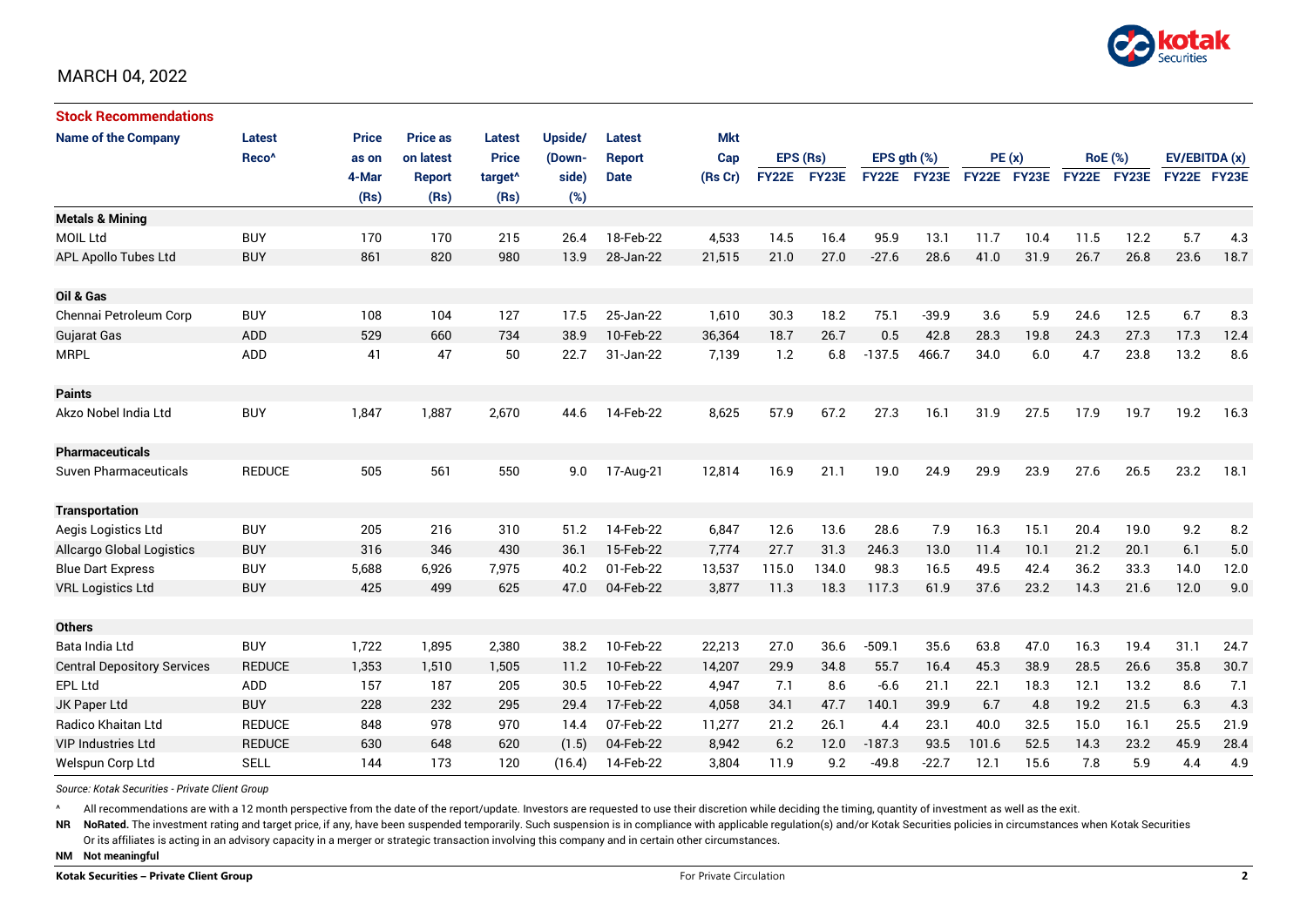MARCH 04, 2022

## Stock Recommendations

| Name of the Company | Latest Reco^ | Price as on 4-Mar (Rs) | Price as on latest Report (Rs) | Latest Price target^ (Rs) | Upside/ (Down-side) (%) | Latest Report Date | Mkt Cap (Rs Cr) | EPS (Rs) | | EPS gth (%) | | PE (x) | | RoE (%) | | EV/EBITDA (x) | |
|---|---|---|---|---|---|---|---|---|---|---|---|---|---|---|---|---|---|
| | | | | | | | | FY22E | FY23E | FY22E | FY23E | FY22E | FY23E | FY22E | FY23E | FY22E | FY23E |
| **Metals & Mining** | | | | | | | | | | | | | | | | | |
| MOIL Ltd | BUY | 170 | 170 | 215 | 26.4 | 18-Feb-22 | 4,533 | 14.5 | 16.4 | 95.9 | 13.1 | 11.7 | 10.4 | 11.5 | 12.2 | 5.7 | 4.3 |
| APL Apollo Tubes Ltd | BUY | 861 | 820 | 980 | 13.9 | 28-Jan-22 | 21,515 | 21.0 | 27.0 | -27.6 | 28.6 | 41.0 | 31.9 | 26.7 | 26.8 | 23.6 | 18.7 |
| **Oil & Gas** | | | | | | | | | | | | | | | | | |
| Chennai Petroleum Corp | BUY | 108 | 104 | 127 | 17.5 | 25-Jan-22 | 1,610 | 30.3 | 18.2 | 75.1 | -39.9 | 3.6 | 5.9 | 24.6 | 12.5 | 6.7 | 8.3 |
| Gujarat Gas | ADD | 529 | 660 | 734 | 38.9 | 10-Feb-22 | 36,364 | 18.7 | 26.7 | 0.5 | 42.8 | 28.3 | 19.8 | 24.3 | 27.3 | 17.3 | 12.4 |
| MRPL | ADD | 41 | 47 | 50 | 22.7 | 31-Jan-22 | 7,139 | 1.2 | 6.8 | -137.5 | 466.7 | 34.0 | 6.0 | 4.7 | 23.8 | 13.2 | 8.6 |
| **Paints** | | | | | | | | | | | | | | | | | |
| Akzo Nobel India Ltd | BUY | 1,847 | 1,887 | 2,670 | 44.6 | 14-Feb-22 | 8,625 | 57.9 | 67.2 | 27.3 | 16.1 | 31.9 | 27.5 | 17.9 | 19.7 | 19.2 | 16.3 |
| **Pharmaceuticals** | | | | | | | | | | | | | | | | | |
| Suven Pharmaceuticals | REDUCE | 505 | 561 | 550 | 9.0 | 17-Aug-21 | 12,814 | 16.9 | 21.1 | 19.0 | 24.9 | 29.9 | 23.9 | 27.6 | 26.5 | 23.2 | 18.1 |
| **Transportation** | | | | | | | | | | | | | | | | | |
| Aegis Logistics Ltd | BUY | 205 | 216 | 310 | 51.2 | 14-Feb-22 | 6,847 | 12.6 | 13.6 | 28.6 | 7.9 | 16.3 | 15.1 | 20.4 | 19.0 | 9.2 | 8.2 |
| Allcargo Global Logistics | BUY | 316 | 346 | 430 | 36.1 | 15-Feb-22 | 7,774 | 27.7 | 31.3 | 246.3 | 13.0 | 11.4 | 10.1 | 21.2 | 20.1 | 6.1 | 5.0 |
| Blue Dart Express | BUY | 5,688 | 6,926 | 7,975 | 40.2 | 01-Feb-22 | 13,537 | 115.0 | 134.0 | 98.3 | 16.5 | 49.5 | 42.4 | 36.2 | 33.3 | 14.0 | 12.0 |
| VRL Logistics Ltd | BUY | 425 | 499 | 625 | 47.0 | 04-Feb-22 | 3,877 | 11.3 | 18.3 | 117.3 | 61.9 | 37.6 | 23.2 | 14.3 | 21.6 | 12.0 | 9.0 |
| **Others** | | | | | | | | | | | | | | | | | |
| Bata India Ltd | BUY | 1,722 | 1,895 | 2,380 | 38.2 | 10-Feb-22 | 22,213 | 27.0 | 36.6 | -509.1 | 35.6 | 63.8 | 47.0 | 16.3 | 19.4 | 31.1 | 24.7 |
| Central Depository Services | REDUCE | 1,353 | 1,510 | 1,505 | 11.2 | 10-Feb-22 | 14,207 | 29.9 | 34.8 | 55.7 | 16.4 | 45.3 | 38.9 | 28.5 | 26.6 | 35.8 | 30.7 |
| EPL Ltd | ADD | 157 | 187 | 205 | 30.5 | 10-Feb-22 | 4,947 | 7.1 | 8.6 | -6.6 | 21.1 | 22.1 | 18.3 | 12.1 | 13.2 | 8.6 | 7.1 |
| JK Paper Ltd | BUY | 228 | 232 | 295 | 29.4 | 17-Feb-22 | 4,058 | 34.1 | 47.7 | 140.1 | 39.9 | 6.7 | 4.8 | 19.2 | 21.5 | 6.3 | 4.3 |
| Radico Khaitan Ltd | REDUCE | 848 | 978 | 970 | 14.4 | 07-Feb-22 | 11,277 | 21.2 | 26.1 | 4.4 | 23.1 | 40.0 | 32.5 | 15.0 | 16.1 | 25.5 | 21.9 |
| VIP Industries Ltd | REDUCE | 630 | 648 | 620 | (1.5) | 04-Feb-22 | 8,942 | 6.2 | 12.0 | -187.3 | 93.5 | 101.6 | 52.5 | 14.3 | 23.2 | 45.9 | 28.4 |
| Welspun Corp Ltd | SELL | 144 | 173 | 120 | (16.4) | 14-Feb-22 | 3,804 | 11.9 | 9.2 | -49.8 | -22.7 | 12.1 | 15.6 | 7.8 | 5.9 | 4.4 | 4.9 |

*Source: Kotak Securities - Private Client Group*

^ All recommendations are with a 12 month perspective from the date of the report/update. Investors are requested to use their discretion while deciding the timing, quantity of investment as well as the exit.

**NR** **NoRated.** The investment rating and target price, if any, have been suspended temporarily. Such suspension is in compliance with applicable regulation(s) and/or Kotak Securities policies in circumstances when Kotak Securities Or its affiliates is acting in an advisory capacity in a merger or strategic transaction involving this company and in certain other circumstances.

**NM** **Not meaningful**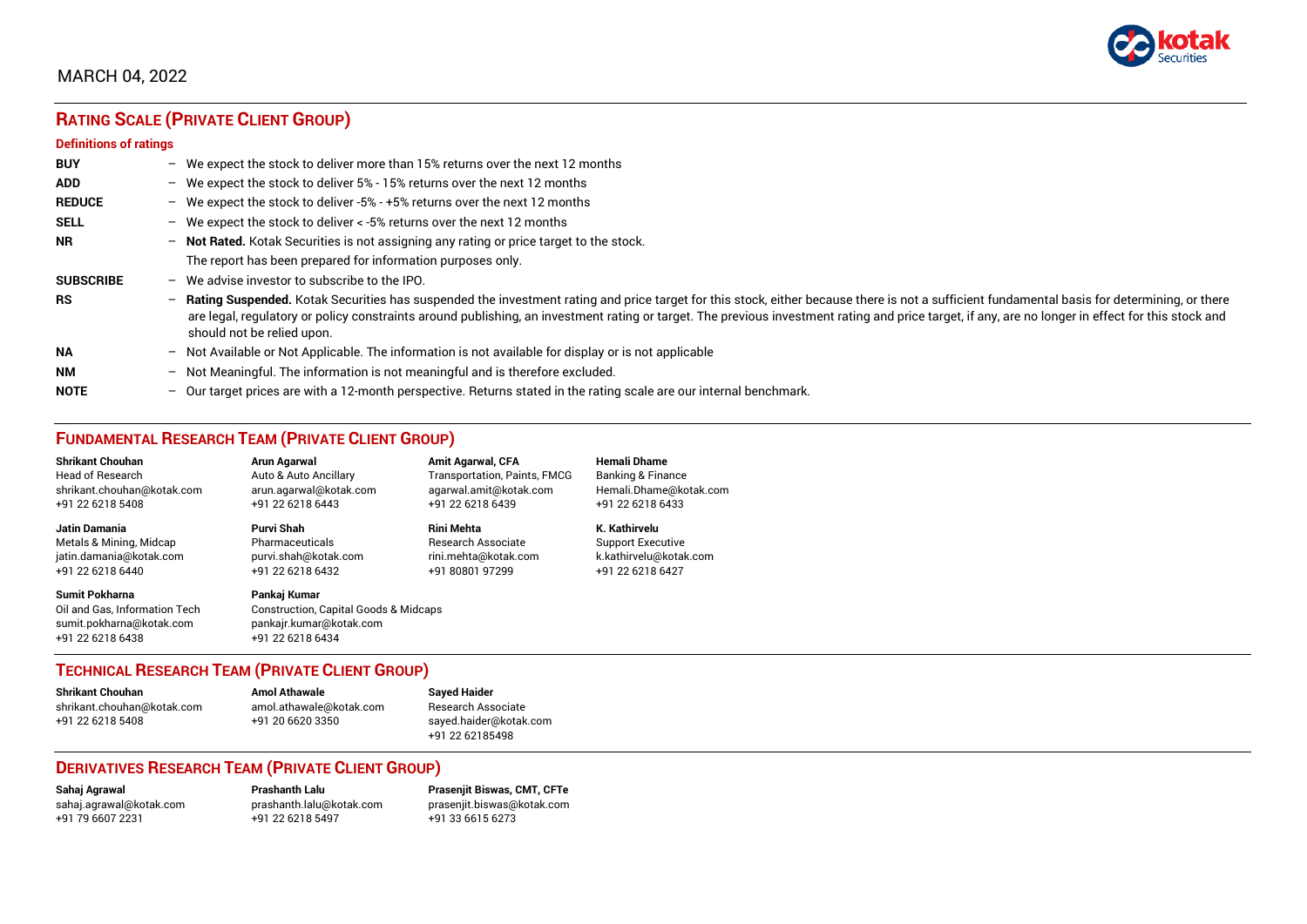MARCH 04, 2022

## RATING SCALE (PRIVATE CLIENT GROUP)

### Definitions of ratings

| | | |
|---|---|---|
| **BUY** | – | We expect the stock to deliver more than 15% returns over the next 12 months |
| **ADD** | – | We expect the stock to deliver 5% - 15% returns over the next 12 months |
| **REDUCE** | – | We expect the stock to deliver -5% - +5% returns over the next 12 months |
| **SELL** | – | We expect the stock to deliver < -5% returns over the next 12 months |
| **NR** | – | **Not Rated.** Kotak Securities is not assigning any rating or price target to the stock. The report has been prepared for information purposes only. |
| **SUBSCRIBE** | – | We advise investor to subscribe to the IPO. |
| **RS** | – | **Rating Suspended.** Kotak Securities has suspended the investment rating and price target for this stock, either because there is not a sufficient fundamental basis for determining, or there are legal, regulatory or policy constraints around publishing, an investment rating or target. The previous investment rating and price target, if any, are no longer in effect for this stock and should not be relied upon. |
| **NA** | – | Not Available or Not Applicable. The information is not available for display or is not applicable |
| **NM** | – | Not Meaningful. The information is not meaningful and is therefore excluded. |
| **NOTE** | – | Our target prices are with a 12-month perspective. Returns stated in the rating scale are our internal benchmark. |

## FUNDAMENTAL RESEARCH TEAM (PRIVATE CLIENT GROUP)

**Shrikant Chouhan**
Head of Research
shrikant.chouhan@kotak.com
+91 22 6218 5408

**Arun Agarwal**
Auto & Auto Ancillary
arun.agarwal@kotak.com
+91 22 6218 6443

**Amit Agarwal, CFA**
Transportation, Paints, FMCG
agarwal.amit@kotak.com
+91 22 6218 6439

**Hemali Dhame**
Banking & Finance
Hemali.Dhame@kotak.com
+91 22 6218 6433

**Jatin Damania**
Metals & Mining, Midcap
jatin.damania@kotak.com
+91 22 6218 6440

**Purvi Shah**
Pharmaceuticals
purvi.shah@kotak.com
+91 22 6218 6432

**Rini Mehta**
Research Associate
rini.mehta@kotak.com
+91 80801 97299

**K. Kathirvelu**
Support Executive
k.kathirvelu@kotak.com
+91 22 6218 6427

**Sumit Pokharna**
Oil and Gas, Information Tech
sumit.pokharna@kotak.com
+91 22 6218 6438

**Pankaj Kumar**
Construction, Capital Goods & Midcaps
pankajr.kumar@kotak.com
+91 22 6218 6434

## TECHNICAL RESEARCH TEAM (PRIVATE CLIENT GROUP)

**Shrikant Chouhan**
shrikant.chouhan@kotak.com
+91 22 6218 5408

**Amol Athawale**
amol.athawale@kotak.com
+91 20 6620 3350

**Sayed Haider**
Research Associate
sayed.haider@kotak.com
+91 22 62185498

## DERIVATIVES RESEARCH TEAM (PRIVATE CLIENT GROUP)

**Sahaj Agrawal**
sahaj.agrawal@kotak.com
+91 79 6607 2231

**Prashanth Lalu**
prashanth.lalu@kotak.com
+91 22 6218 5497

**Prasenjit Biswas, CMT, CFTe**
prasenjit.biswas@kotak.com
+91 33 6615 6273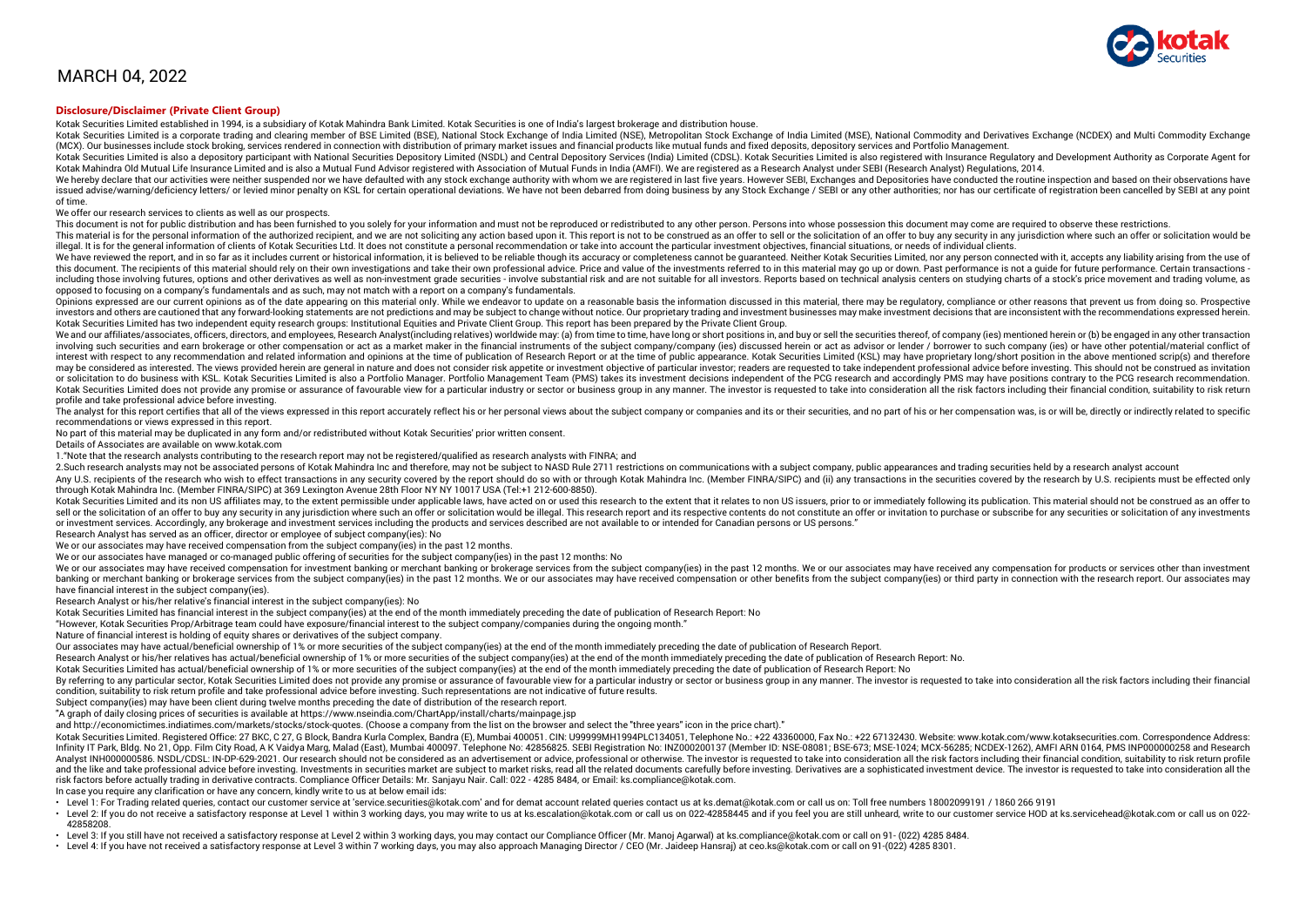MARCH 04, 2022

#### Disclosure/Disclaimer (Private Client Group)

Kotak Securities Limited established in 1994, is a subsidiary of Kotak Mahindra Bank Limited. Kotak Securities is one of India's largest brokerage and distribution house.

Kotak Securities Limited is a corporate trading and clearing member of BSE Limited (BSE), National Stock Exchange of India Limited (NSE), Metropolitan Stock Exchange of India Limited (MSE), National Commodity and Derivatives Exchange (NCDEX) and Multi Commodity Exchange (MCX). Our businesses include stock broking, services rendered in connection with distribution of primary market issues and financial products like mutual funds and fixed deposits, depository services and Portfolio Management.

Kotak Securities Limited is also a depository participant with National Securities Depository Limited (NSDL) and Central Depository Services (India) Limited (CDSL). Kotak Securities Limited is also registered with Insurance Regulatory and Development Authority as Corporate Agent for Kotak Mahindra Old Mutual Life Insurance Limited and is also a Mutual Fund Advisor registered with Association of Mutual Funds in India (AMFI). We are registered as a Research Analyst under SEBI (Research Analyst) Regulations, 2014.

We hereby declare that our activities were neither suspended nor we have defaulted with any stock exchange authority with whom we are registered in last five years. However SEBI, Exchanges and Depositories have conducted the routine inspection and based on their observations have issued advise/warning/deficiency letters/ or levied minor penalty on KSL for certain operational deviations. We have not been debarred from doing business by any Stock Exchange / SEBI or any other authorities; nor has our certificate of registration been cancelled by SEBI at any point of time.

We offer our research services to clients as well as our prospects.

This document is not for public distribution and has been furnished to you solely for your information and must not be reproduced or redistributed to any other person. Persons into whose possession this document may come are required to observe these restrictions.

This material is for the personal information of the authorized recipient, and we are not soliciting any action based upon it. This report is not to be construed as an offer to sell or the solicitation of an offer to buy any security in any jurisdiction where such an offer or solicitation would be illegal. It is for the general information of clients of Kotak Securities Ltd. It does not constitute a personal recommendation or take into account the particular investment objectives, financial situations, or needs of individual clients.

We have reviewed the report, and in so far as it includes current or historical information, it is believed to be reliable though its accuracy or completeness cannot be guaranteed. Neither Kotak Securities Limited, nor any person connected with it, accepts any liability arising from the use of this document. The recipients of this material should rely on their own investigations and take their own professional advice. Price and value of the investments referred to in this material may go up or down. Past performance is not a guide for future performance. Certain transactions - including those involving futures, options and other derivatives as well as non-investment grade securities - involve substantial risk and are not suitable for all investors. Reports based on technical analysis centers on studying charts of a stock's price movement and trading volume, as opposed to focusing on a company's fundamentals and as such, may not match with a report on a company's fundamentals.

Opinions expressed are our current opinions as of the date appearing on this material only. While we endeavor to update on a reasonable basis the information discussed in this material, there may be regulatory, compliance or other reasons that prevent us from doing so. Prospective investors and others are cautioned that any forward-looking statements are not predictions and may be subject to change without notice. Our proprietary trading and investment businesses may make investment decisions that are inconsistent with the recommendations expressed herein. Kotak Securities Limited has two independent equity research groups: Institutional Equities and Private Client Group. This report has been prepared by the Private Client Group.

We and our affiliates/associates, officers, directors, and employees, Research Analyst(including relatives) worldwide may: (a) from time to time, have long or short positions in, and buy or sell the securities thereof, of company (ies) mentioned herein or (b) be engaged in any other transaction involving such securities and earn brokerage or other compensation or act as a market maker in the financial instruments of the subject company/company (ies) discussed herein or act as advisor or lender / borrower to such company (ies) or have other potential/material conflict of interest with respect to any recommendation and related information and opinions at the time of publication of Research Report or at the time of public appearance. Kotak Securities Limited (KSL) may have proprietary long/short position in the above mentioned scrip(s) and therefore may be considered as interested. The views provided herein are general in nature and does not consider risk appetite or investment objective of particular investor; readers are requested to take independent professional advice before investing. This should not be construed as invitation or solicitation to do business with KSL. Kotak Securities Limited is also a Portfolio Manager. Portfolio Management Team (PMS) takes its investment decisions independent of the PCG research and accordingly PMS may have positions contrary to the PCG research recommendation. Kotak Securities Limited does not provide any promise or assurance of favourable view for a particular industry or sector or business group in any manner. The investor is requested to take into consideration all the risk factors including their financial condition, suitability to risk return profile and take professional advice before investing.

The analyst for this report certifies that all of the views expressed in this report accurately reflect his or her personal views about the subject company or companies and its or their securities, and no part of his or her compensation was, is or will be, directly or indirectly related to specific recommendations or views expressed in this report.

No part of this material may be duplicated in any form and/or redistributed without Kotak Securities' prior written consent.

Details of Associates are available on www.kotak.com

1."Note that the research analysts contributing to the research report may not be registered/qualified as research analysts with FINRA; and

2.Such research analysts may not be associated persons of Kotak Mahindra Inc and therefore, may not be subject to NASD Rule 2711 restrictions on communications with a subject company, public appearances and trading securities held by a research analyst account

Any U.S. recipients of the research who wish to effect transactions in any security covered by the report should do so with or through Kotak Mahindra Inc. (Member FINRA/SIPC) and (ii) any transactions in the securities covered by the research by U.S. recipients must be effected only through Kotak Mahindra Inc. (Member FINRA/SIPC) at 369 Lexington Avenue 28th Floor NY NY 10017 USA (Tel:+1 212-600-8850).

Kotak Securities Limited and its non US affiliates may, to the extent permissible under applicable laws, have acted on or used this research to the extent that it relates to non US issuers, prior to or immediately following its publication. This material should not be construed as an offer to sell or the solicitation of an offer to buy any security in any jurisdiction where such an offer or solicitation would be illegal. This research report and its respective contents do not constitute an offer or invitation to purchase or subscribe for any securities or solicitation of any investments or investment services. Accordingly, any brokerage and investment services including the products and services described are not available to or intended for Canadian persons or US persons."

Research Analyst has served as an officer, director or employee of subject company(ies): No

We or our associates may have received compensation from the subject company(ies) in the past 12 months.

We or our associates have managed or co-managed public offering of securities for the subject company(ies) in the past 12 months: No

We or our associates may have received compensation for investment banking or merchant banking or brokerage services from the subject company(ies) in the past 12 months. We or our associates may have received any compensation for products or services other than investment banking or merchant banking or brokerage services from the subject company(ies) in the past 12 months. We or our associates may have received compensation or other benefits from the subject company(ies) or third party in connection with the research report. Our associates may have financial interest in the subject company(ies).

Research Analyst or his/her relative's financial interest in the subject company(ies): No

Kotak Securities Limited has financial interest in the subject company(ies) at the end of the month immediately preceding the date of publication of Research Report: No

"However, Kotak Securities Prop/Arbitrage team could have exposure/financial interest to the subject company/companies during the ongoing month."

Nature of financial interest is holding of equity shares or derivatives of the subject company.

Our associates may have actual/beneficial ownership of 1% or more securities of the subject company(ies) at the end of the month immediately preceding the date of publication of Research Report.

Research Analyst or his/her relatives has actual/beneficial ownership of 1% or more securities of the subject company(ies) at the end of the month immediately preceding the date of publication of Research Report: No.

Kotak Securities Limited has actual/beneficial ownership of 1% or more securities of the subject company(ies) at the end of the month immediately preceding the date of publication of Research Report: No

By referring to any particular sector, Kotak Securities Limited does not provide any promise or assurance of favourable view for a particular industry or sector or business group in any manner. The investor is requested to take into consideration all the risk factors including their financial condition, suitability to risk return profile and take professional advice before investing. Such representations are not indicative of future results.

Subject company(ies) may have been client during twelve months preceding the date of distribution of the research report.

"A graph of daily closing prices of securities is available at https://www.nseindia.com/ChartApp/install/charts/mainpage.jsp

and http://economictimes.indiatimes.com/markets/stocks/stock-quotes. (Choose a company from the list on the browser and select the "three years" icon in the price chart)."

Kotak Securities Limited. Registered Office: 27 BKC, C 27, G Block, Bandra Kurla Complex, Bandra (E), Mumbai 400051. CIN: U99999MH1994PLC134051, Telephone No.: +22 43360000, Fax No.: +22 67132430. Website: www.kotak.com/www.kotaksecurities.com. Correspondence Address: Infinity IT Park, Bldg. No 21, Opp. Film City Road, A K Vaidya Marg, Malad (East), Mumbai 400097. Telephone No: 42856825. SEBI Registration No: INZ000200137 (Member ID: NSE-08081; BSE-673; MSE-1024; MCX-56285; NCDEX-1262), AMFI ARN 0164, PMS INP000000258 and Research Analyst INH000000586. NSDL/CDSL: IN-DP-629-2021. Our research should not be considered as an advertisement or advice, professional or otherwise. The investor is requested to take into consideration all the risk factors including their financial condition, suitability to risk return profile and the like and take professional advice before investing. Investments in securities market are subject to market risks, read all the related documents carefully before investing. Derivatives are a sophisticated investment device. The investor is requested to take into consideration all the risk factors before actually trading in derivative contracts. Compliance Officer Details: Mr. Sanjayu Nair. Call: 022 - 4285 8484, or Email: ks.compliance@kotak.com.

In case you require any clarification or have any concern, kindly write to us at below email ids:

- Level 1: For Trading related queries, contact our customer service at 'service.securities@kotak.com' and for demat account related queries contact us at ks.demat@kotak.com or call us on: Toll free numbers 18002099191 / 1860 266 9191
- Level 2: If you do not receive a satisfactory response at Level 1 within 3 working days, you may write to us at ks.escalation@kotak.com or call us on 022-42858445 and if you feel you are still unheard, write to our customer service HOD at ks.servicehead@kotak.com or call us on 022-42858208.
- Level 3: If you still have not received a satisfactory response at Level 2 within 3 working days, you may contact our Compliance Officer (Mr. Manoj Agarwal) at ks.compliance@kotak.com or call on 91- (022) 4285 8484.
- Level 4: If you have not received a satisfactory response at Level 3 within 7 working days, you may also approach Managing Director / CEO (Mr. Jaideep Hansraj) at ceo.ks@kotak.com or call on 91-(022) 4285 8301.